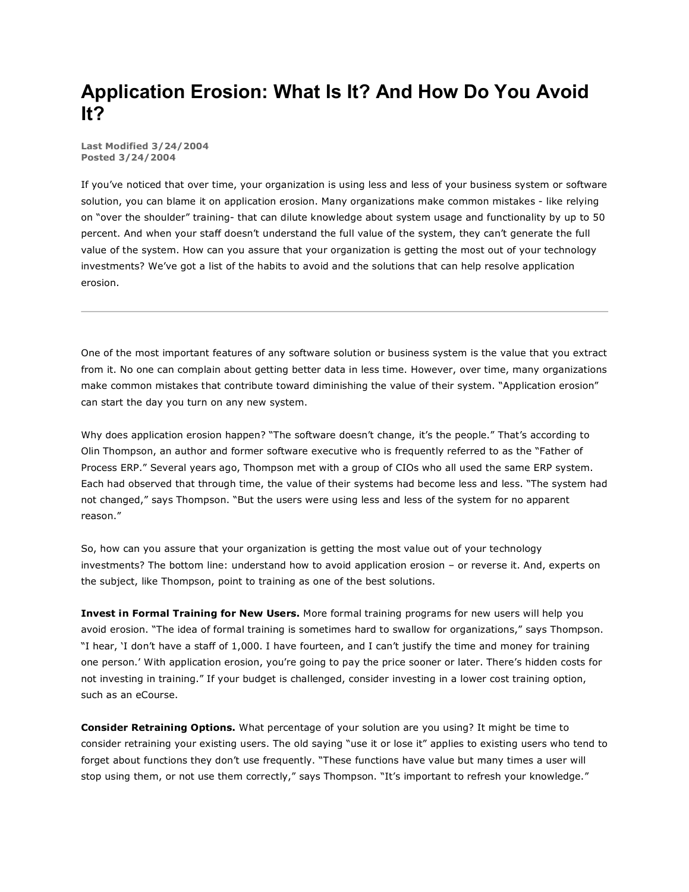# Application Erosion: What Is It? And How Do You Avoid It?

**Last Modified 3/24/2004**
**Posted 3/24/2004**

If you've noticed that over time, your organization is using less and less of your business system or software solution, you can blame it on application erosion. Many organizations make common mistakes - like relying on "over the shoulder" training- that can dilute knowledge about system usage and functionality by up to 50 percent. And when your staff doesn't understand the full value of the system, they can't generate the full value of the system. How can you assure that your organization is getting the most out of your technology investments? We've got a list of the habits to avoid and the solutions that can help resolve application erosion.

---

One of the most important features of any software solution or business system is the value that you extract from it. No one can complain about getting better data in less time. However, over time, many organizations make common mistakes that contribute toward diminishing the value of their system. "Application erosion" can start the day you turn on any new system.

Why does application erosion happen? "The software doesn't change, it's the people." That's according to Olin Thompson, an author and former software executive who is frequently referred to as the "Father of Process ERP." Several years ago, Thompson met with a group of CIOs who all used the same ERP system. Each had observed that through time, the value of their systems had become less and less. "The system had not changed," says Thompson. "But the users were using less and less of the system for no apparent reason."

So, how can you assure that your organization is getting the most value out of your technology investments? The bottom line: understand how to avoid application erosion – or reverse it. And, experts on the subject, like Thompson, point to training as one of the best solutions.

**Invest in Formal Training for New Users.** More formal training programs for new users will help you avoid erosion. "The idea of formal training is sometimes hard to swallow for organizations," says Thompson. "I hear, 'I don't have a staff of 1,000. I have fourteen, and I can't justify the time and money for training one person.' With application erosion, you're going to pay the price sooner or later. There's hidden costs for not investing in training." If your budget is challenged, consider investing in a lower cost training option, such as an eCourse.

**Consider Retraining Options.** What percentage of your solution are you using? It might be time to consider retraining your existing users. The old saying "use it or lose it" applies to existing users who tend to forget about functions they don't use frequently. "These functions have value but many times a user will stop using them, or not use them correctly," says Thompson. "It's important to refresh your knowledge."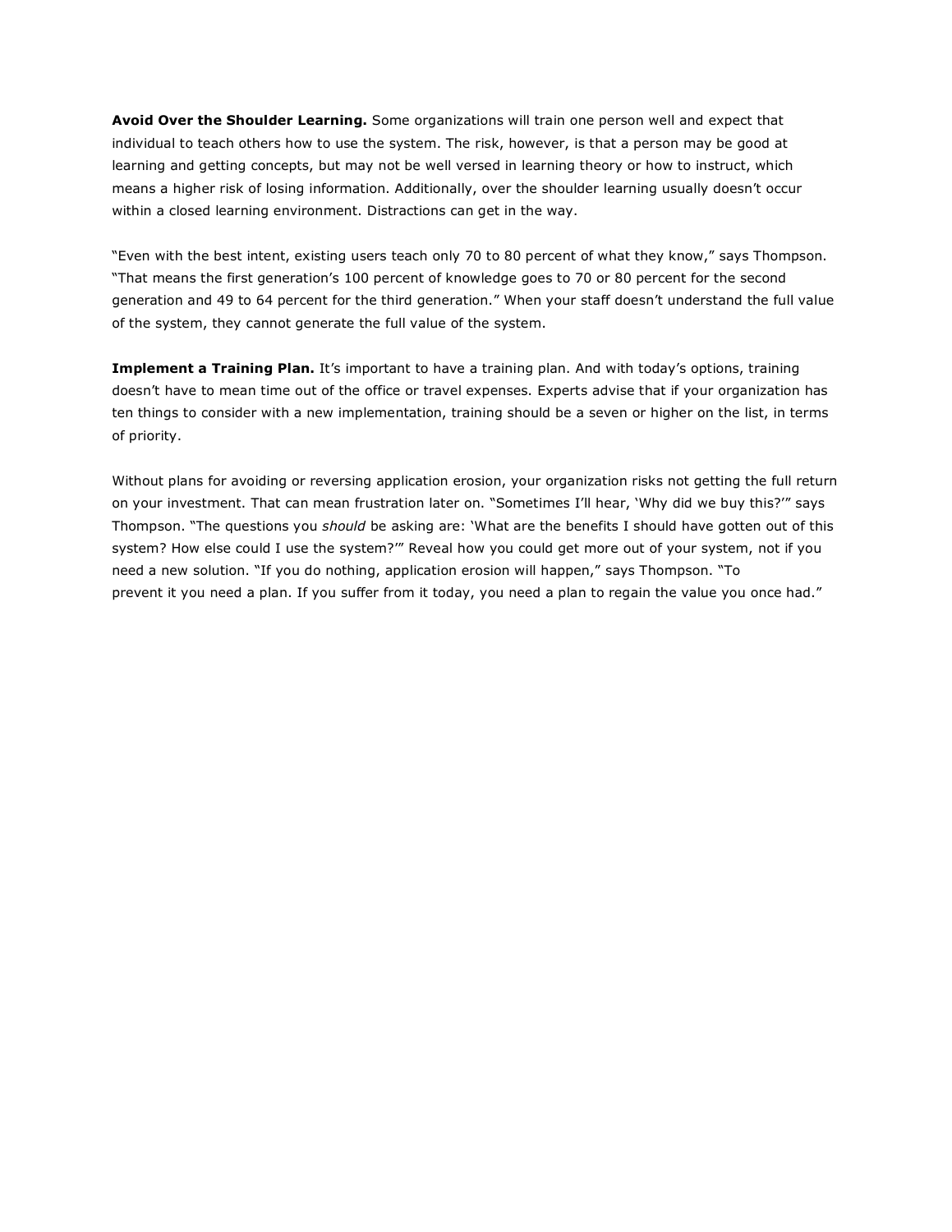**Avoid Over the Shoulder Learning.** Some organizations will train one person well and expect that individual to teach others how to use the system. The risk, however, is that a person may be good at learning and getting concepts, but may not be well versed in learning theory or how to instruct, which means a higher risk of losing information. Additionally, over the shoulder learning usually doesn't occur within a closed learning environment. Distractions can get in the way.

"Even with the best intent, existing users teach only 70 to 80 percent of what they know," says Thompson. "That means the first generation's 100 percent of knowledge goes to 70 or 80 percent for the second generation and 49 to 64 percent for the third generation." When your staff doesn't understand the full value of the system, they cannot generate the full value of the system.

**Implement a Training Plan.** It's important to have a training plan. And with today's options, training doesn't have to mean time out of the office or travel expenses. Experts advise that if your organization has ten things to consider with a new implementation, training should be a seven or higher on the list, in terms of priority.

Without plans for avoiding or reversing application erosion, your organization risks not getting the full return on your investment. That can mean frustration later on. "Sometimes I'll hear, 'Why did we buy this?'" says Thompson. "The questions you *should* be asking are: 'What are the benefits I should have gotten out of this system? How else could I use the system?'" Reveal how you could get more out of your system, not if you need a new solution. "If you do nothing, application erosion will happen," says Thompson. "To prevent it you need a plan. If you suffer from it today, you need a plan to regain the value you once had."